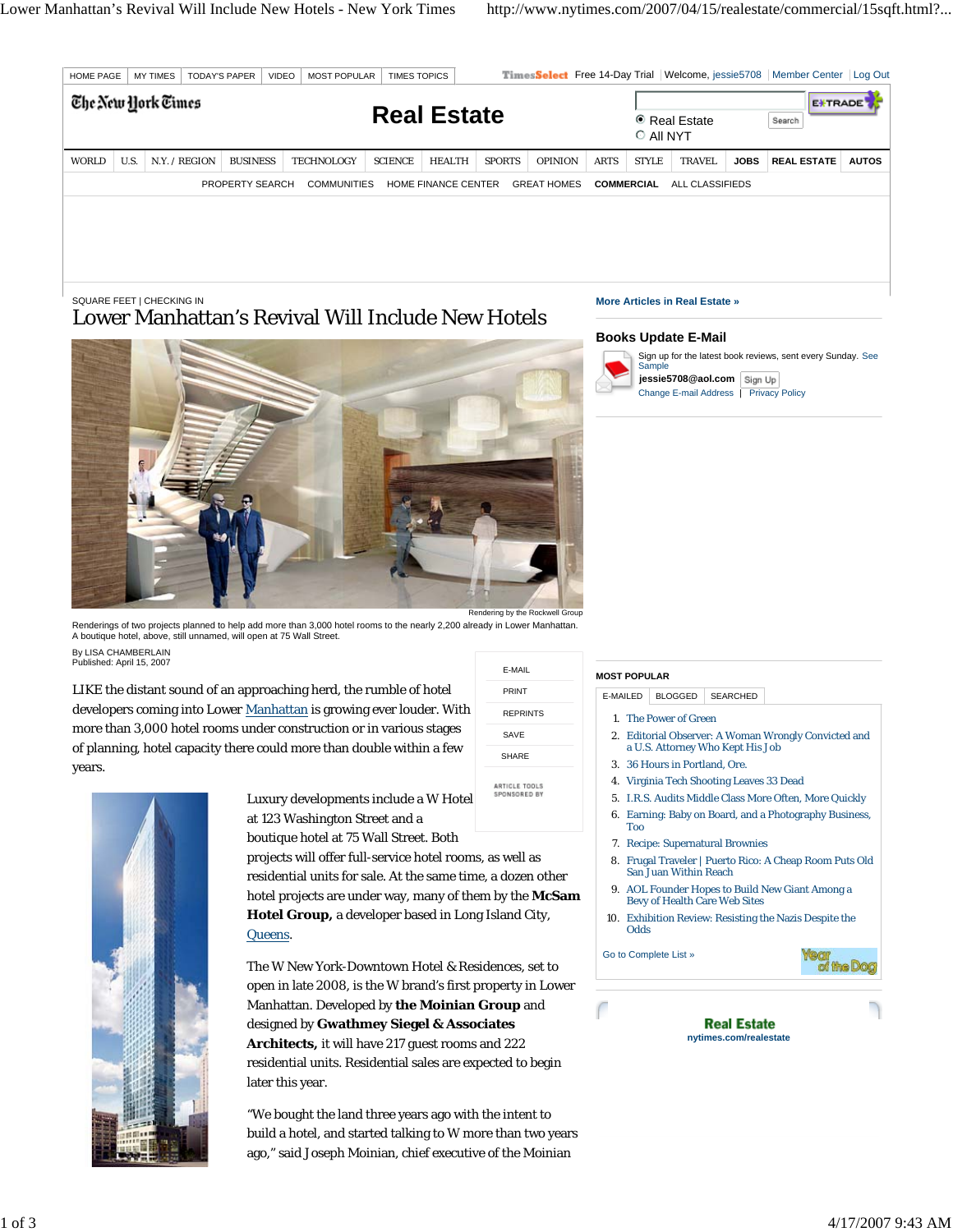SQUARE FEET | CHECKING IN

# Lower Manhattan's Revival Will Include New Hotels

Rendering by the Rockwell Group

Renderings of two projects planned to help add more than 3,000 hotel rooms to the nearly 2,200 already in Lower Manhattan. A boutique hotel, above, still unnamed, will open at 75 Wall Street.

By LISA CHAMBERLAIN
Published: April 15, 2007

LIKE the distant sound of an approaching herd, the rumble of hotel developers coming into Lower Manhattan is growing ever louder. With more than 3,000 hotel rooms under construction or in various stages of planning, hotel capacity there could more than double within a few years.

Luxury developments include a W Hotel at 123 Washington Street and a boutique hotel at 75 Wall Street. Both projects will offer full-service hotel rooms, as well as residential units for sale. At the same time, a dozen other hotel projects are under way, many of them by the **McSam Hotel Group,** a developer based in Long Island City, Queens.

The W New York-Downtown Hotel & Residences, set to open in late 2008, is the W brand's first property in Lower Manhattan. Developed by **the Moinian Group** and designed by **Gwathmey Siegel & Associates Architects,** it will have 217 guest rooms and 222 residential units. Residential sales are expected to begin later this year.

"We bought the land three years ago with the intent to build a hotel, and started talking to W more than two years ago," said Joseph Moinian, chief executive of the Moinian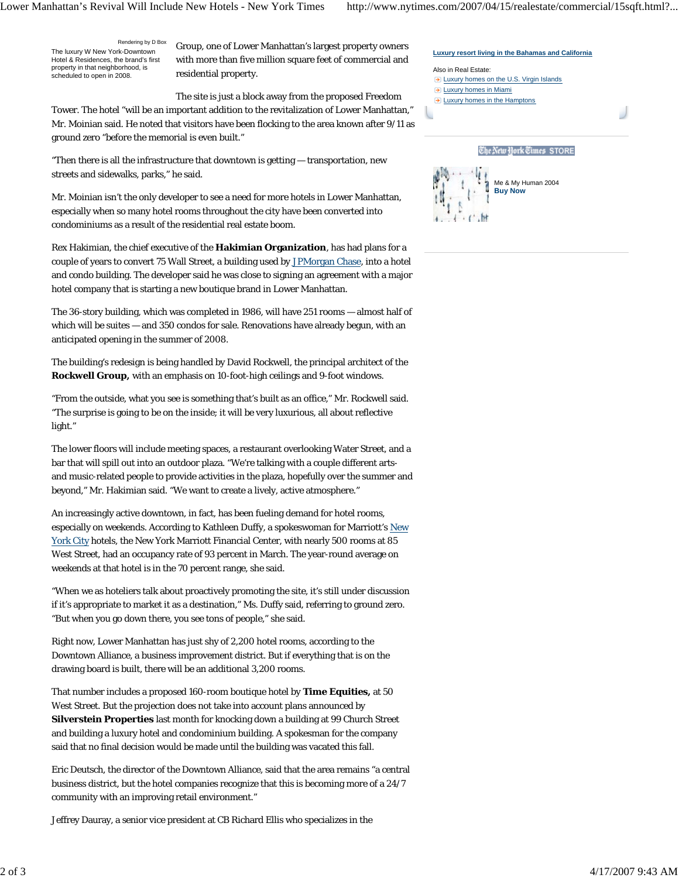Rendering by D Box

The luxury W New York-Downtown Hotel & Residences, the brand's first property in that neighborhood, is scheduled to open in 2008.

Group, one of Lower Manhattan's largest property owners with more than five million square feet of commercial and residential property.

The site is just a block away from the proposed Freedom Tower. The hotel "will be an important addition to the revitalization of Lower Manhattan," Mr. Moinian said. He noted that visitors have been flocking to the area known after 9/11 as ground zero "before the memorial is even built."

"Then there is all the infrastructure that downtown is getting — transportation, new streets and sidewalks, parks," he said.

Mr. Moinian isn't the only developer to see a need for more hotels in Lower Manhattan, especially when so many hotel rooms throughout the city have been converted into condominiums as a result of the residential real estate boom.

Rex Hakimian, the chief executive of the **Hakimian Organization**, has had plans for a couple of years to convert 75 Wall Street, a building used by JPMorgan Chase, into a hotel and condo building. The developer said he was close to signing an agreement with a major hotel company that is starting a new boutique brand in Lower Manhattan.

The 36-story building, which was completed in 1986, will have 251 rooms — almost half of which will be suites — and 350 condos for sale. Renovations have already begun, with an anticipated opening in the summer of 2008.

The building's redesign is being handled by David Rockwell, the principal architect of the **Rockwell Group,** with an emphasis on 10-foot-high ceilings and 9-foot windows.

"From the outside, what you see is something that's built as an office," Mr. Rockwell said. "The surprise is going to be on the inside; it will be very luxurious, all about reflective light."

The lower floors will include meeting spaces, a restaurant overlooking Water Street, and a bar that will spill out into an outdoor plaza. "We're talking with a couple different arts- and music-related people to provide activities in the plaza, hopefully over the summer and beyond," Mr. Hakimian said. "We want to create a lively, active atmosphere."

An increasingly active downtown, in fact, has been fueling demand for hotel rooms, especially on weekends. According to Kathleen Duffy, a spokeswoman for Marriott's New York City hotels, the New York Marriott Financial Center, with nearly 500 rooms at 85 West Street, had an occupancy rate of 93 percent in March. The year-round average on weekends at that hotel is in the 70 percent range, she said.

"When we as hoteliers talk about proactively promoting the site, it's still under discussion if it's appropriate to market it as a destination," Ms. Duffy said, referring to ground zero. "But when you go down there, you see tons of people," she said.

Right now, Lower Manhattan has just shy of 2,200 hotel rooms, according to the Downtown Alliance, a business improvement district. But if everything that is on the drawing board is built, there will be an additional 3,200 rooms.

That number includes a proposed 160-room boutique hotel by **Time Equities,** at 50 West Street. But the projection does not take into account plans announced by **Silverstein Properties** last month for knocking down a building at 99 Church Street and building a luxury hotel and condominium building. A spokesman for the company said that no final decision would be made until the building was vacated this fall.

Eric Deutsch, the director of the Downtown Alliance, said that the area remains "a central business district, but the hotel companies recognize that this is becoming more of a 24/7 community with an improving retail environment."

Jeffrey Dauray, a senior vice president at CB Richard Ellis who specializes in the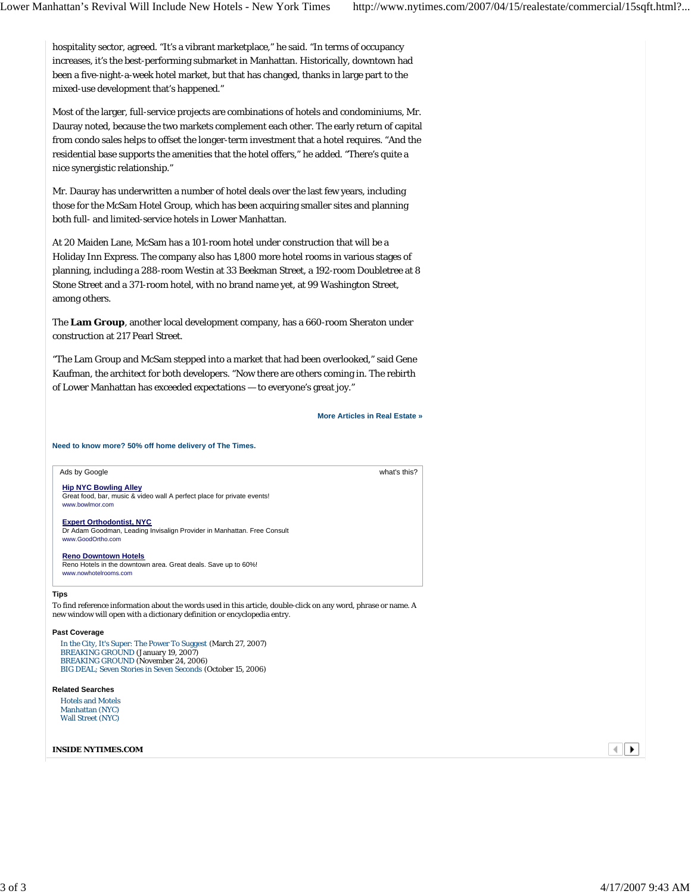hospitality sector, agreed. "It's a vibrant marketplace," he said. "In terms of occupancy increases, it's the best-performing submarket in Manhattan. Historically, downtown had been a five-night-a-week hotel market, but that has changed, thanks in large part to the mixed-use development that's happened."

Most of the larger, full-service projects are combinations of hotels and condominiums, Mr. Dauray noted, because the two markets complement each other. The early return of capital from condo sales helps to offset the longer-term investment that a hotel requires. "And the residential base supports the amenities that the hotel offers," he added. "There's quite a nice synergistic relationship."

Mr. Dauray has underwritten a number of hotel deals over the last few years, including those for the McSam Hotel Group, which has been acquiring smaller sites and planning both full- and limited-service hotels in Lower Manhattan.

At 20 Maiden Lane, McSam has a 101-room hotel under construction that will be a Holiday Inn Express. The company also has 1,800 more hotel rooms in various stages of planning, including a 288-room Westin at 33 Beekman Street, a 192-room Doubletree at 8 Stone Street and a 371-room hotel, with no brand name yet, at 99 Washington Street, among others.

The **Lam Group**, another local development company, has a 660-room Sheraton under construction at 217 Pearl Street.

"The Lam Group and McSam stepped into a market that had been overlooked," said Gene Kaufman, the architect for both developers. "Now there are others coming in. The rebirth of Lower Manhattan has exceeded expectations — to everyone's great joy."

**More Articles in Real Estate »**

**Need to know more? 50% off home delivery of The Times.**

Ads by Google — what's this?

**Hip NYC Bowling Alley**
Great food, bar, music & video wall A perfect place for private events!
www.bowlmor.com

**Expert Orthodontist, NYC**
Dr Adam Goodman, Leading Invisalign Provider in Manhattan. Free Consult
www.GoodOrtho.com

**Reno Downtown Hotels**
Reno Hotels in the downtown area. Great deals. Save up to 60%!
www.nowhotelrooms.com

**Tips**

To find reference information about the words used in this article, double-click on any word, phrase or name. A new window will open with a dictionary definition or encyclopedia entry.

**Past Coverage**

- In the City, It's Super: The Power To Suggest (March 27, 2007)
- BREAKING GROUND (January 19, 2007)
- BREAKING GROUND (November 24, 2006)
- BIG DEAL; Seven Stories in Seven Seconds (October 15, 2006)

**Related Searches**

- Hotels and Motels
- Manhattan (NYC)
- Wall Street (NYC)

**INSIDE NYTIMES.COM**